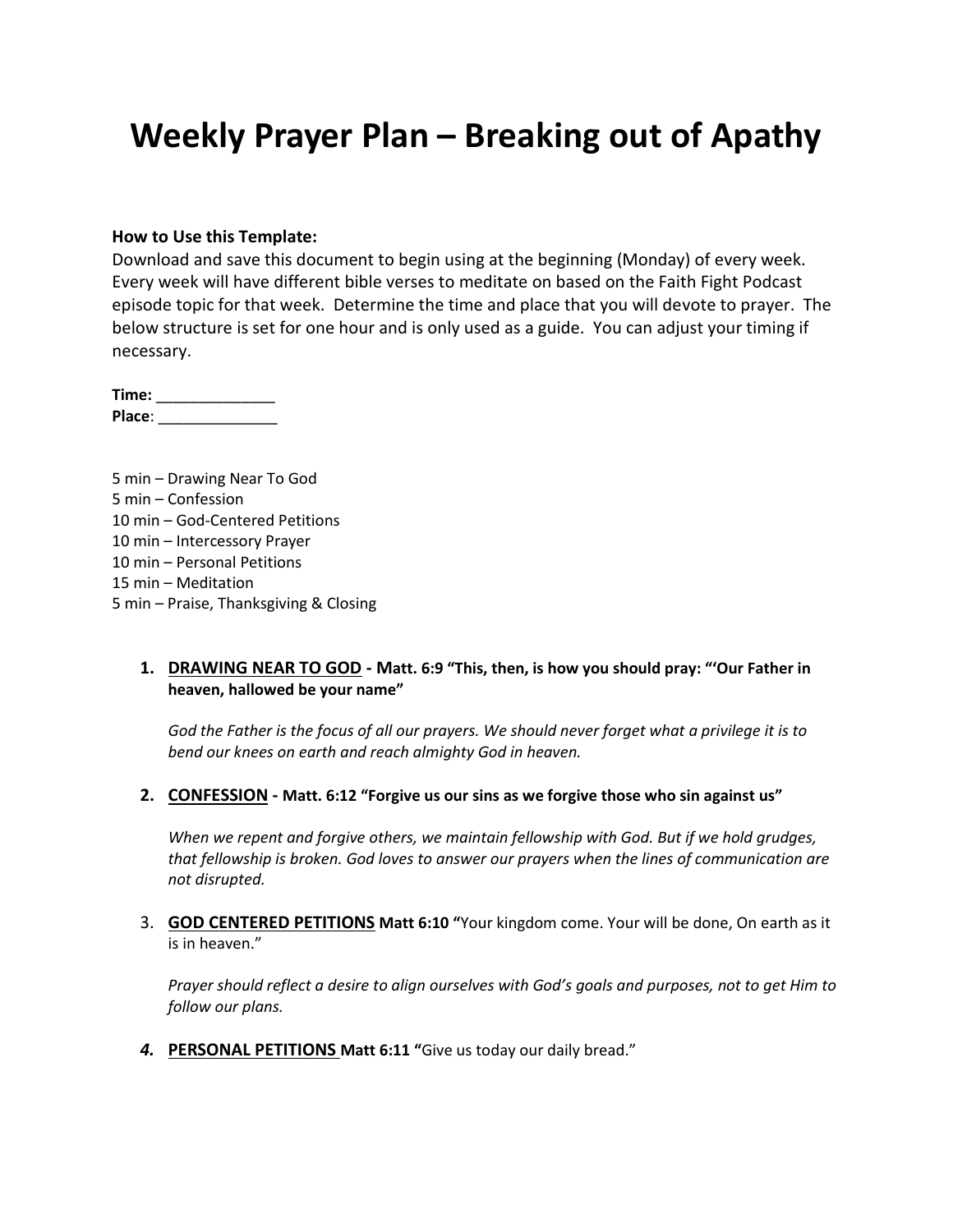# Weekly Prayer Plan – Breaking out of Apathy

**How to Use this Template:**
Download and save this document to begin using at the beginning (Monday) of every week. Every week will have different bible verses to meditate on based on the Faith Fight Podcast episode topic for that week. Determine the time and place that you will devote to prayer. The below structure is set for one hour and is only used as a guide. You can adjust your timing if necessary.

**Time:** ______________
**Place**: ______________

5 min – Drawing Near To God
5 min – Confession
10 min – God-Centered Petitions
10 min – Intercessory Prayer
10 min – Personal Petitions
15 min – Meditation
5 min – Praise, Thanksgiving & Closing

1. **DRAWING NEAR TO GOD - Matt. 6:9 "This, then, is how you should pray: "'Our Father in heaven, hallowed be your name"**

   *God the Father is the focus of all our prayers. We should never forget what a privilege it is to bend our knees on earth and reach almighty God in heaven.*

2. **CONFESSION - Matt. 6:12 "Forgive us our sins as we forgive those who sin against us"**

   *When we repent and forgive others, we maintain fellowship with God. But if we hold grudges, that fellowship is broken. God loves to answer our prayers when the lines of communication are not disrupted.*

3. **GOD CENTERED PETITIONS Matt 6:10 "**Your kingdom come. Your will be done, On earth as it is in heaven."

   *Prayer should reflect a desire to align ourselves with God's goals and purposes, not to get Him to follow our plans.*

4. **PERSONAL PETITIONS Matt 6:11 "**Give us today our daily bread."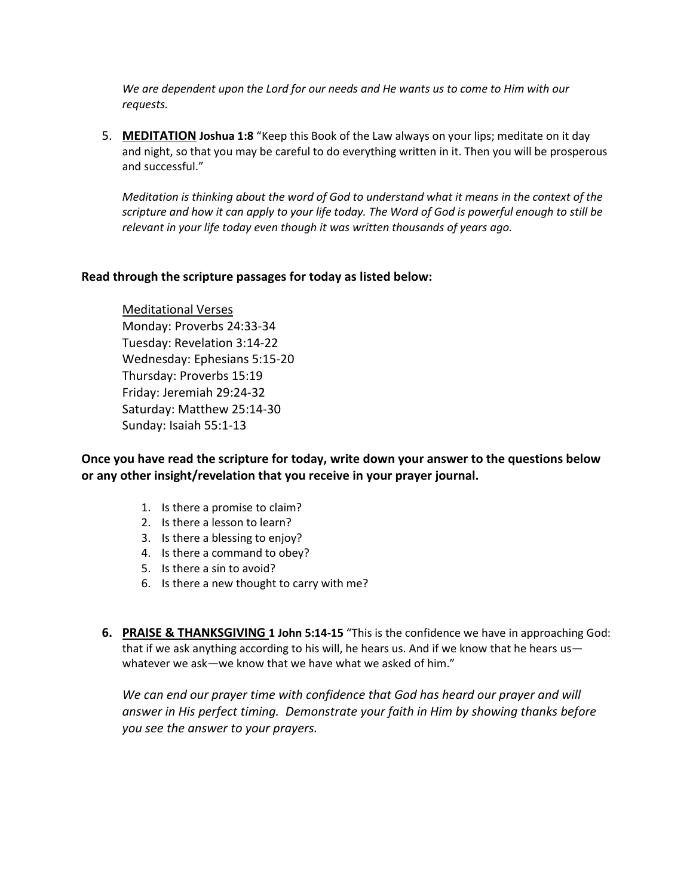*We are dependent upon the Lord for our needs and He wants us to come to Him with our requests.*

5. **<u>MEDITATION</u> Joshua 1:8** "Keep this Book of the Law always on your lips; meditate on it day and night, so that you may be careful to do everything written in it. Then you will be prosperous and successful."

   *Meditation is thinking about the word of God to understand what it means in the context of the scripture and how it can apply to your life today. The Word of God is powerful enough to still be relevant in your life today even though it was written thousands of years ago.*

**Read through the scripture passages for today as listed below:**

<u>Meditational Verses</u>
Monday: Proverbs 24:33-34
Tuesday: Revelation 3:14-22
Wednesday: Ephesians 5:15-20
Thursday: Proverbs 15:19
Friday: Jeremiah 29:24-32
Saturday: Matthew 25:14-30
Sunday: Isaiah 55:1-13

**Once you have read the scripture for today, write down your answer to the questions below or any other insight/revelation that you receive in your prayer journal.**

1. Is there a promise to claim?
2. Is there a lesson to learn?
3. Is there a blessing to enjoy?
4. Is there a command to obey?
5. Is there a sin to avoid?
6. Is there a new thought to carry with me?

6. **<u>PRAISE & THANKSGIVING</u> 1 John 5:14-15** "This is the confidence we have in approaching God: that if we ask anything according to his will, he hears us. And if we know that he hears us—whatever we ask—we know that we have what we asked of him."

   *We can end our prayer time with confidence that God has heard our prayer and will answer in His perfect timing. Demonstrate your faith in Him by showing thanks before you see the answer to your prayers.*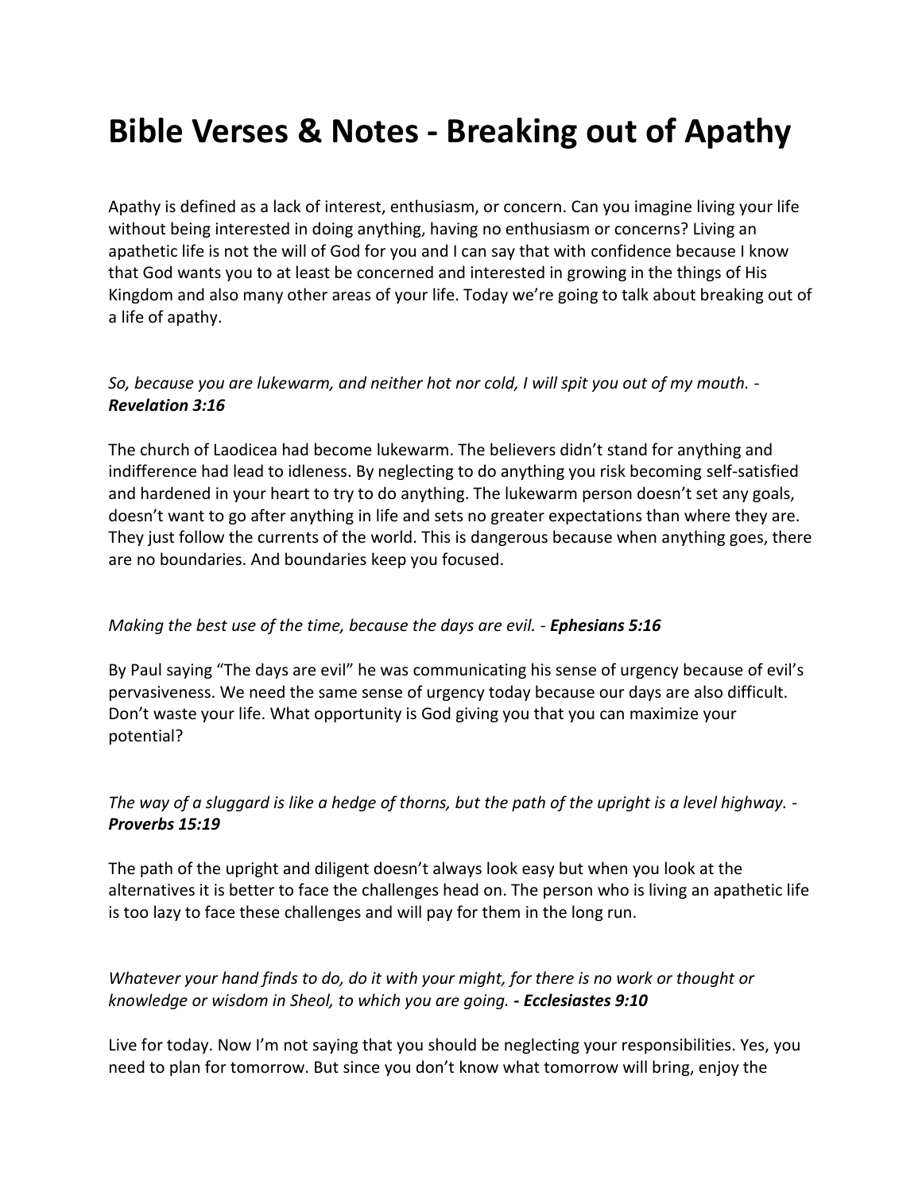# Bible Verses & Notes - Breaking out of Apathy

Apathy is defined as a lack of interest, enthusiasm, or concern. Can you imagine living your life without being interested in doing anything, having no enthusiasm or concerns? Living an apathetic life is not the will of God for you and I can say that with confidence because I know that God wants you to at least be concerned and interested in growing in the things of His Kingdom and also many other areas of your life. Today we're going to talk about breaking out of a life of apathy.

*So, because you are lukewarm, and neither hot nor cold, I will spit you out of my mouth. -* ***Revelation 3:16***

The church of Laodicea had become lukewarm. The believers didn't stand for anything and indifference had lead to idleness. By neglecting to do anything you risk becoming self-satisfied and hardened in your heart to try to do anything. The lukewarm person doesn't set any goals, doesn't want to go after anything in life and sets no greater expectations than where they are. They just follow the currents of the world. This is dangerous because when anything goes, there are no boundaries. And boundaries keep you focused.

*Making the best use of the time, because the days are evil. -* ***Ephesians 5:16***

By Paul saying "The days are evil" he was communicating his sense of urgency because of evil's pervasiveness. We need the same sense of urgency today because our days are also difficult. Don't waste your life. What opportunity is God giving you that you can maximize your potential?

*The way of a sluggard is like a hedge of thorns, but the path of the upright is a level highway. -* ***Proverbs 15:19***

The path of the upright and diligent doesn't always look easy but when you look at the alternatives it is better to face the challenges head on. The person who is living an apathetic life is too lazy to face these challenges and will pay for them in the long run.

*Whatever your hand finds to do, do it with your might, for there is no work or thought or knowledge or wisdom in Sheol, to which you are going.* ***- Ecclesiastes 9:10***

Live for today. Now I'm not saying that you should be neglecting your responsibilities. Yes, you need to plan for tomorrow. But since you don't know what tomorrow will bring, enjoy the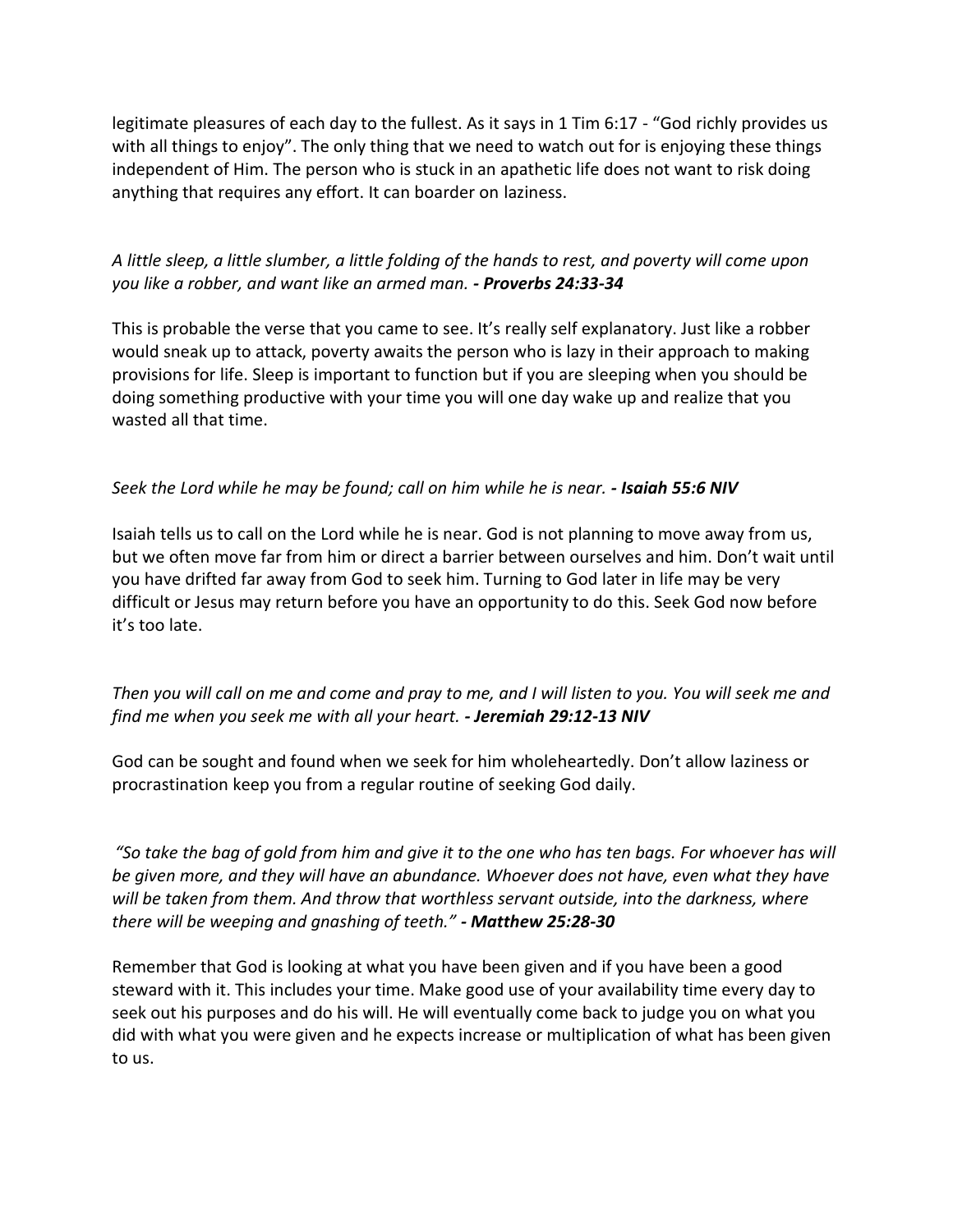legitimate pleasures of each day to the fullest. As it says in 1 Tim 6:17 - "God richly provides us with all things to enjoy". The only thing that we need to watch out for is enjoying these things independent of Him. The person who is stuck in an apathetic life does not want to risk doing anything that requires any effort. It can boarder on laziness.

*A little sleep, a little slumber, a little folding of the hands to rest, and poverty will come upon you like a robber, and want like an armed man.* ***- Proverbs 24:33-34***

This is probable the verse that you came to see. It's really self explanatory. Just like a robber would sneak up to attack, poverty awaits the person who is lazy in their approach to making provisions for life. Sleep is important to function but if you are sleeping when you should be doing something productive with your time you will one day wake up and realize that you wasted all that time.

*Seek the Lord while he may be found; call on him while he is near.* ***- Isaiah 55:6 NIV***

Isaiah tells us to call on the Lord while he is near. God is not planning to move away from us, but we often move far from him or direct a barrier between ourselves and him. Don't wait until you have drifted far away from God to seek him. Turning to God later in life may be very difficult or Jesus may return before you have an opportunity to do this. Seek God now before it's too late.

*Then you will call on me and come and pray to me, and I will listen to you. You will seek me and find me when you seek me with all your heart.* ***- Jeremiah 29:12-13 NIV***

God can be sought and found when we seek for him wholeheartedly. Don't allow laziness or procrastination keep you from a regular routine of seeking God daily.

*"So take the bag of gold from him and give it to the one who has ten bags. For whoever has will be given more, and they will have an abundance. Whoever does not have, even what they have will be taken from them. And throw that worthless servant outside, into the darkness, where there will be weeping and gnashing of teeth."* ***- Matthew 25:28-30***

Remember that God is looking at what you have been given and if you have been a good steward with it. This includes your time. Make good use of your availability time every day to seek out his purposes and do his will. He will eventually come back to judge you on what you did with what you were given and he expects increase or multiplication of what has been given to us.